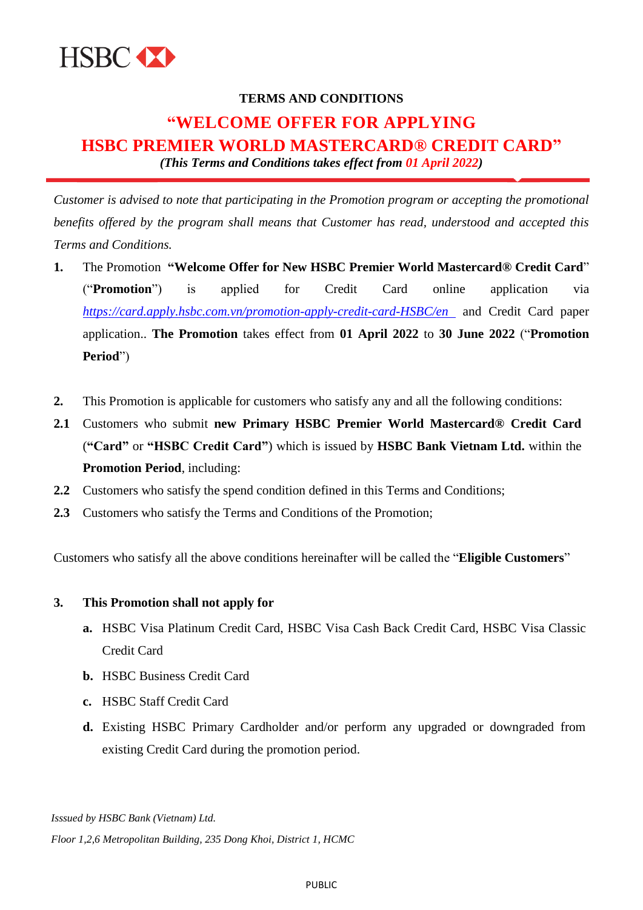HSBC

**TERMS AND CONDITIONS**

# "WELCOME OFFER FOR APPLYING HSBC PREMIER WORLD MASTERCARD® CREDIT CARD"

***(This Terms and Conditions takes effect from 01 April 2022)***

*Customer is advised to note that participating in the Promotion program or accepting the promotional benefits offered by the program shall means that Customer has read, understood and accepted this Terms and Conditions.*

**1.** The Promotion **"Welcome Offer for New HSBC Premier World Mastercard® Credit Card"** ("**Promotion**") is applied for Credit Card online application via *https://card.apply.hsbc.com.vn/promotion-apply-credit-card-HSBC/en* and Credit Card paper application.. **The Promotion** takes effect from **01 April 2022** to **30 June 2022** ("**Promotion Period**")

**2.** This Promotion is applicable for customers who satisfy any and all the following conditions:

**2.1** Customers who submit **new Primary HSBC Premier World Mastercard® Credit Card** (**"Card"** or **"HSBC Credit Card"**) which is issued by **HSBC Bank Vietnam Ltd.** within the **Promotion Period**, including:

**2.2** Customers who satisfy the spend condition defined in this Terms and Conditions;

**2.3** Customers who satisfy the Terms and Conditions of the Promotion;

Customers who satisfy all the above conditions hereinafter will be called the "**Eligible Customers**"

**3. This Promotion shall not apply for**

- **a.** HSBC Visa Platinum Credit Card, HSBC Visa Cash Back Credit Card, HSBC Visa Classic Credit Card
- **b.** HSBC Business Credit Card
- **c.** HSBC Staff Credit Card
- **d.** Existing HSBC Primary Cardholder and/or perform any upgraded or downgraded from existing Credit Card during the promotion period.

*Isssued by HSBC Bank (Vietnam) Ltd.*

*Floor 1,2,6 Metropolitan Building, 235 Dong Khoi, District 1, HCMC*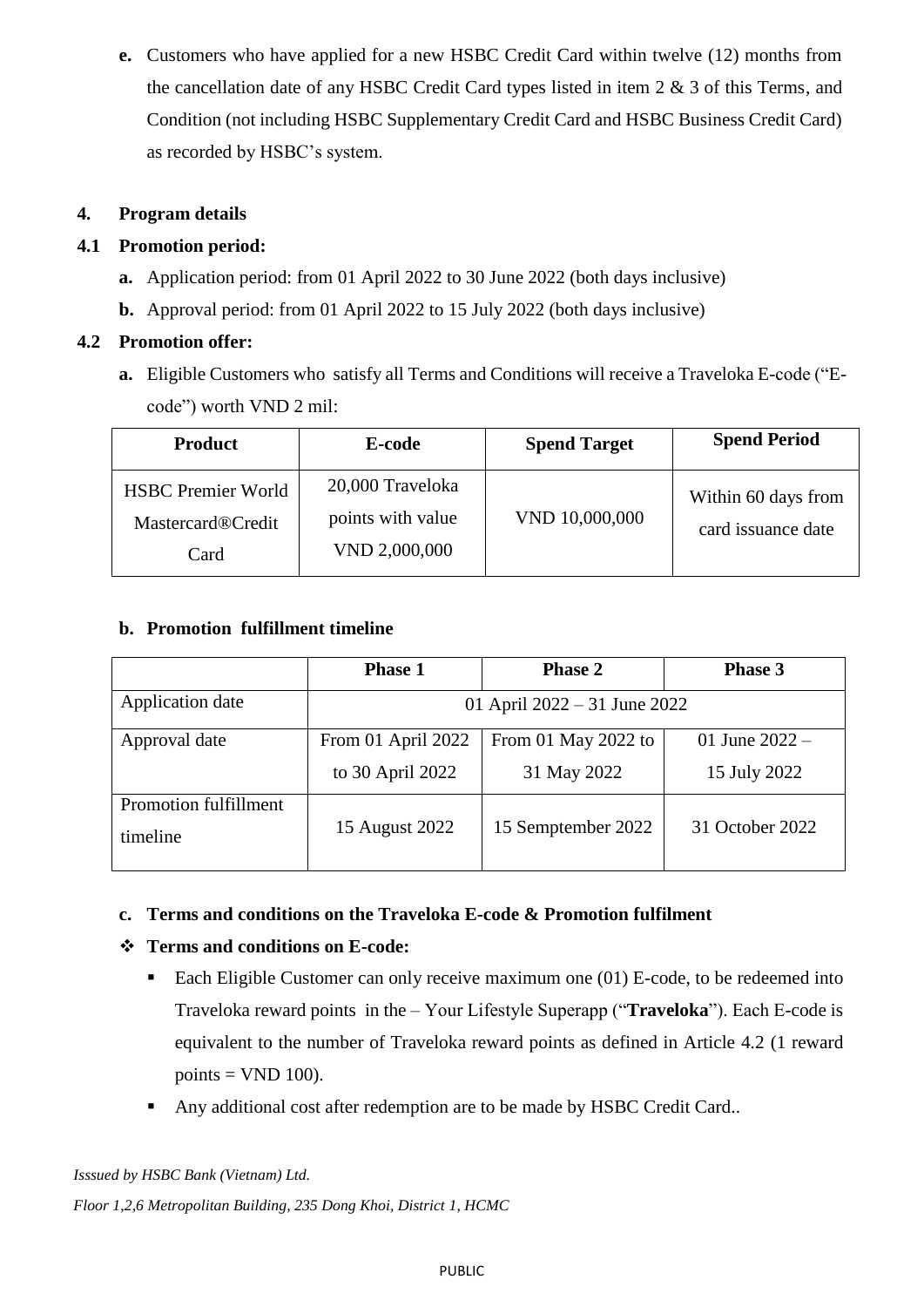**e.** Customers who have applied for a new HSBC Credit Card within twelve (12) months from the cancellation date of any HSBC Credit Card types listed in item 2 & 3 of this Terms, and Condition (not including HSBC Supplementary Credit Card and HSBC Business Credit Card) as recorded by HSBC's system.

## 4. Program details

### 4.1 Promotion period:

- **a.** Application period: from 01 April 2022 to 30 June 2022 (both days inclusive)
- **b.** Approval period: from 01 April 2022 to 15 July 2022 (both days inclusive)

### 4.2 Promotion offer:

**a.** Eligible Customers who satisfy all Terms and Conditions will receive a Traveloka E-code ("E-code") worth VND 2 mil:

| Product | E-code | Spend Target | Spend Period |
|---|---|---|---|
| HSBC Premier World Mastercard®Credit Card | 20,000 Traveloka points with value VND 2,000,000 | VND 10,000,000 | Within 60 days from card issuance date |

**b. Promotion fulfillment timeline**

| | Phase 1 | Phase 2 | Phase 3 |
|---|---|---|---|
| Application date | 01 April 2022 – 31 June 2022 | | |
| Approval date | From 01 April 2022 to 30 April 2022 | From 01 May 2022 to 31 May 2022 | 01 June 2022 – 15 July 2022 |
| Promotion fulfillment timeline | 15 August 2022 | 15 Semptember 2022 | 31 October 2022 |

**c. Terms and conditions on the Traveloka E-code & Promotion fulfilment**

❖ **Terms and conditions on E-code:**

- Each Eligible Customer can only receive maximum one (01) E-code, to be redeemed into Traveloka reward points in the – Your Lifestyle Superapp ("**Traveloka**"). Each E-code is equivalent to the number of Traveloka reward points as defined in Article 4.2 (1 reward points = VND 100).
- Any additional cost after redemption are to be made by HSBC Credit Card..

*Isssued by HSBC Bank (Vietnam) Ltd.*

*Floor 1,2,6 Metropolitan Building, 235 Dong Khoi, District 1, HCMC*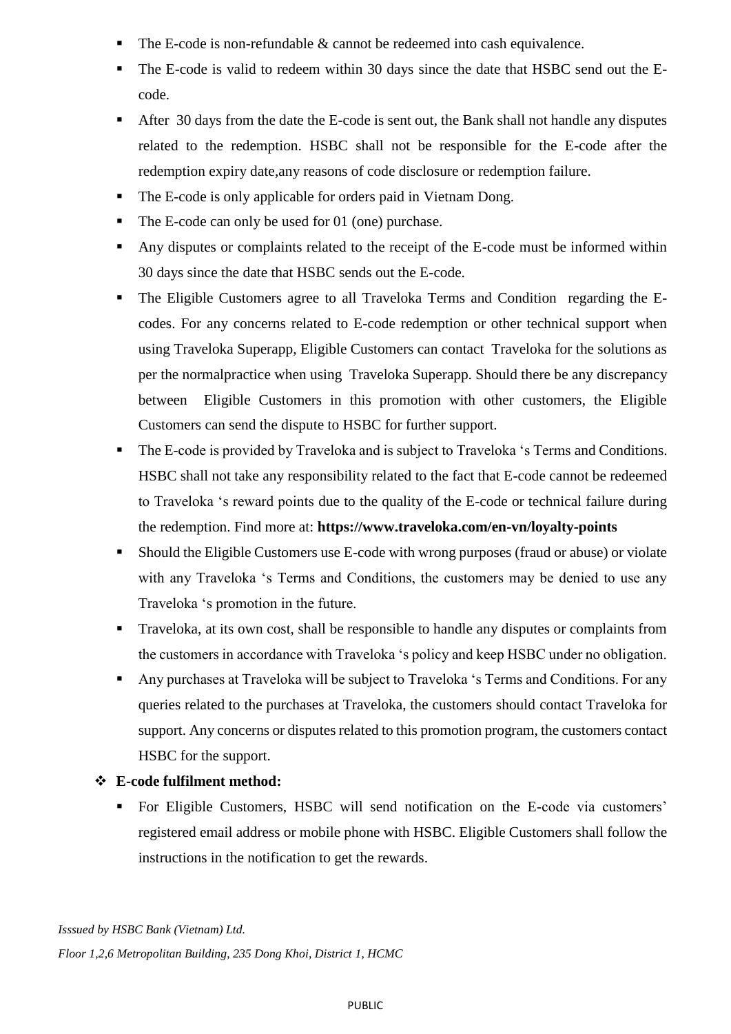- The E-code is non-refundable & cannot be redeemed into cash equivalence.
- The E-code is valid to redeem within 30 days since the date that HSBC send out the E-code.
- After 30 days from the date the E-code is sent out, the Bank shall not handle any disputes related to the redemption. HSBC shall not be responsible for the E-code after the redemption expiry date,any reasons of code disclosure or redemption failure.
- The E-code is only applicable for orders paid in Vietnam Dong.
- The E-code can only be used for 01 (one) purchase.
- Any disputes or complaints related to the receipt of the E-code must be informed within 30 days since the date that HSBC sends out the E-code.
- The Eligible Customers agree to all Traveloka Terms and Condition regarding the E-codes. For any concerns related to E-code redemption or other technical support when using Traveloka Superapp, Eligible Customers can contact Traveloka for the solutions as per the normalpractice when using Traveloka Superapp. Should there be any discrepancy between Eligible Customers in this promotion with other customers, the Eligible Customers can send the dispute to HSBC for further support.
- The E-code is provided by Traveloka and is subject to Traveloka 's Terms and Conditions. HSBC shall not take any responsibility related to the fact that E-code cannot be redeemed to Traveloka 's reward points due to the quality of the E-code or technical failure during the redemption. Find more at: **https://www.traveloka.com/en-vn/loyalty-points**
- Should the Eligible Customers use E-code with wrong purposes (fraud or abuse) or violate with any Traveloka 's Terms and Conditions, the customers may be denied to use any Traveloka 's promotion in the future.
- Traveloka, at its own cost, shall be responsible to handle any disputes or complaints from the customers in accordance with Traveloka 's policy and keep HSBC under no obligation.
- Any purchases at Traveloka will be subject to Traveloka 's Terms and Conditions. For any queries related to the purchases at Traveloka, the customers should contact Traveloka for support. Any concerns or disputes related to this promotion program, the customers contact HSBC for the support.

**❖ E-code fulfilment method:**

- For Eligible Customers, HSBC will send notification on the E-code via customers' registered email address or mobile phone with HSBC. Eligible Customers shall follow the instructions in the notification to get the rewards.

*Isssued by HSBC Bank (Vietnam) Ltd.*

*Floor 1,2,6 Metropolitan Building, 235 Dong Khoi, District 1, HCMC*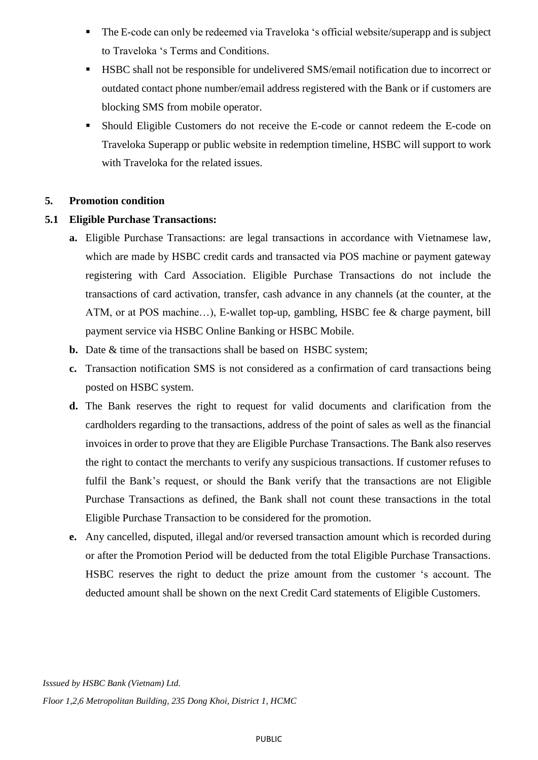- The E-code can only be redeemed via Traveloka 's official website/superapp and is subject to Traveloka 's Terms and Conditions.
- HSBC shall not be responsible for undelivered SMS/email notification due to incorrect or outdated contact phone number/email address registered with the Bank or if customers are blocking SMS from mobile operator.
- Should Eligible Customers do not receive the E-code or cannot redeem the E-code on Traveloka Superapp or public website in redemption timeline, HSBC will support to work with Traveloka for the related issues.

## 5. Promotion condition

### 5.1 Eligible Purchase Transactions:

**a.** Eligible Purchase Transactions: are legal transactions in accordance with Vietnamese law, which are made by HSBC credit cards and transacted via POS machine or payment gateway registering with Card Association. Eligible Purchase Transactions do not include the transactions of card activation, transfer, cash advance in any channels (at the counter, at the ATM, or at POS machine…), E-wallet top-up, gambling, HSBC fee & charge payment, bill payment service via HSBC Online Banking or HSBC Mobile.

**b.** Date & time of the transactions shall be based on HSBC system;

**c.** Transaction notification SMS is not considered as a confirmation of card transactions being posted on HSBC system.

**d.** The Bank reserves the right to request for valid documents and clarification from the cardholders regarding to the transactions, address of the point of sales as well as the financial invoices in order to prove that they are Eligible Purchase Transactions. The Bank also reserves the right to contact the merchants to verify any suspicious transactions. If customer refuses to fulfil the Bank's request, or should the Bank verify that the transactions are not Eligible Purchase Transactions as defined, the Bank shall not count these transactions in the total Eligible Purchase Transaction to be considered for the promotion.

**e.** Any cancelled, disputed, illegal and/or reversed transaction amount which is recorded during or after the Promotion Period will be deducted from the total Eligible Purchase Transactions. HSBC reserves the right to deduct the prize amount from the customer 's account. The deducted amount shall be shown on the next Credit Card statements of Eligible Customers.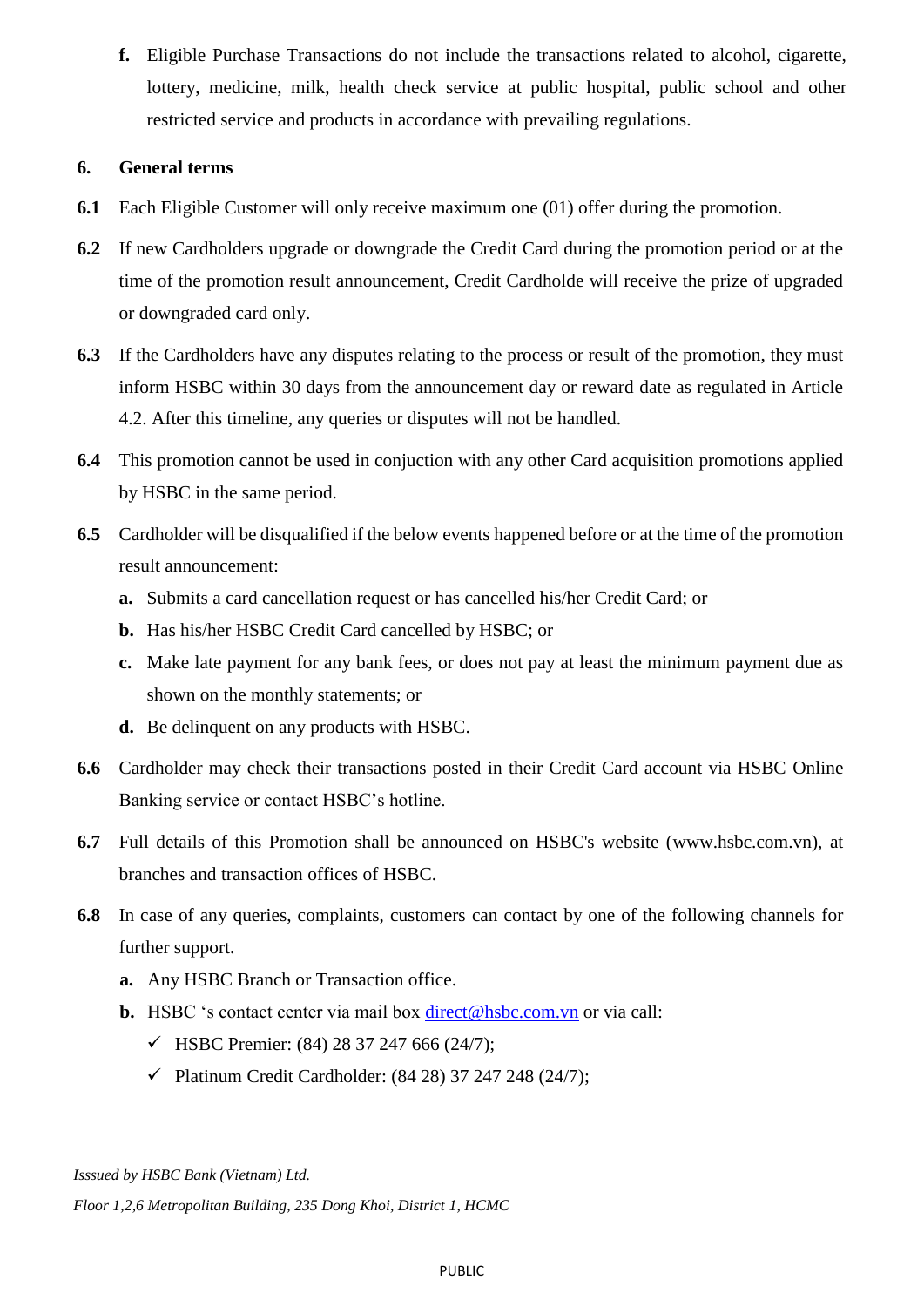**f.** Eligible Purchase Transactions do not include the transactions related to alcohol, cigarette, lottery, medicine, milk, health check service at public hospital, public school and other restricted service and products in accordance with prevailing regulations.

## 6. General terms

**6.1** Each Eligible Customer will only receive maximum one (01) offer during the promotion.

**6.2** If new Cardholders upgrade or downgrade the Credit Card during the promotion period or at the time of the promotion result announcement, Credit Cardholde will receive the prize of upgraded or downgraded card only.

**6.3** If the Cardholders have any disputes relating to the process or result of the promotion, they must inform HSBC within 30 days from the announcement day or reward date as regulated in Article 4.2. After this timeline, any queries or disputes will not be handled.

**6.4** This promotion cannot be used in conjuction with any other Card acquisition promotions applied by HSBC in the same period.

**6.5** Cardholder will be disqualified if the below events happened before or at the time of the promotion result announcement:

- **a.** Submits a card cancellation request or has cancelled his/her Credit Card; or
- **b.** Has his/her HSBC Credit Card cancelled by HSBC; or
- **c.** Make late payment for any bank fees, or does not pay at least the minimum payment due as shown on the monthly statements; or
- **d.** Be delinquent on any products with HSBC.

**6.6** Cardholder may check their transactions posted in their Credit Card account via HSBC Online Banking service or contact HSBC's hotline.

**6.7** Full details of this Promotion shall be announced on HSBC's website (www.hsbc.com.vn), at branches and transaction offices of HSBC.

**6.8** In case of any queries, complaints, customers can contact by one of the following channels for further support.

- **a.** Any HSBC Branch or Transaction office.
- **b.** HSBC 's contact center via mail box direct@hsbc.com.vn or via call:
  - ✓ HSBC Premier: (84) 28 37 247 666 (24/7);
  - ✓ Platinum Credit Cardholder: (84 28) 37 247 248 (24/7);

*Isssued by HSBC Bank (Vietnam) Ltd.*

*Floor 1,2,6 Metropolitan Building, 235 Dong Khoi, District 1, HCMC*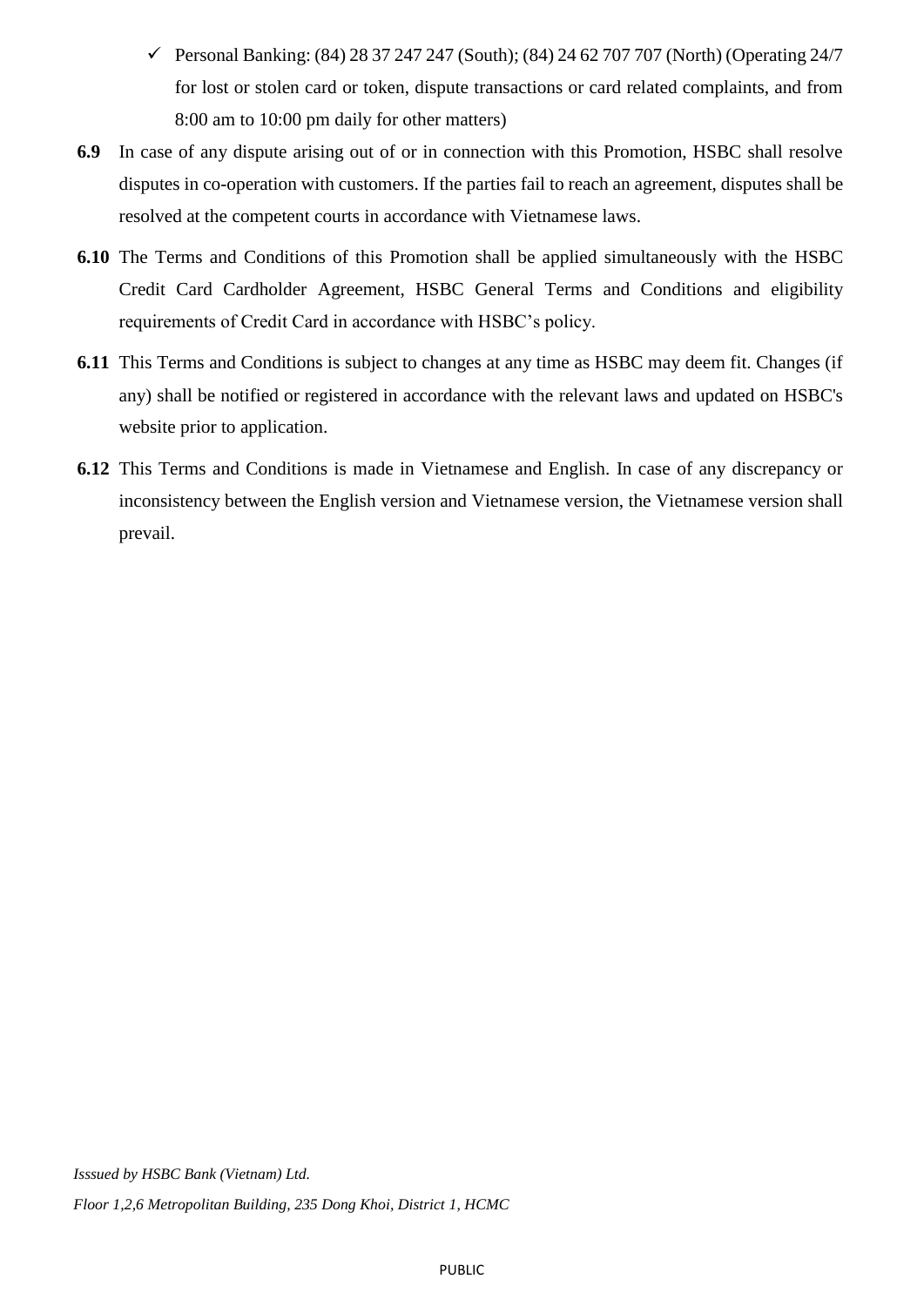- ✓ Personal Banking: (84) 28 37 247 247 (South); (84) 24 62 707 707 (North) (Operating 24/7 for lost or stolen card or token, dispute transactions or card related complaints, and from 8:00 am to 10:00 pm daily for other matters)

**6.9** In case of any dispute arising out of or in connection with this Promotion, HSBC shall resolve disputes in co-operation with customers. If the parties fail to reach an agreement, disputes shall be resolved at the competent courts in accordance with Vietnamese laws.

**6.10** The Terms and Conditions of this Promotion shall be applied simultaneously with the HSBC Credit Card Cardholder Agreement, HSBC General Terms and Conditions and eligibility requirements of Credit Card in accordance with HSBC's policy.

**6.11** This Terms and Conditions is subject to changes at any time as HSBC may deem fit. Changes (if any) shall be notified or registered in accordance with the relevant laws and updated on HSBC's website prior to application.

**6.12** This Terms and Conditions is made in Vietnamese and English. In case of any discrepancy or inconsistency between the English version and Vietnamese version, the Vietnamese version shall prevail.

*Isssued by HSBC Bank (Vietnam) Ltd.*

*Floor 1,2,6 Metropolitan Building, 235 Dong Khoi, District 1, HCMC*